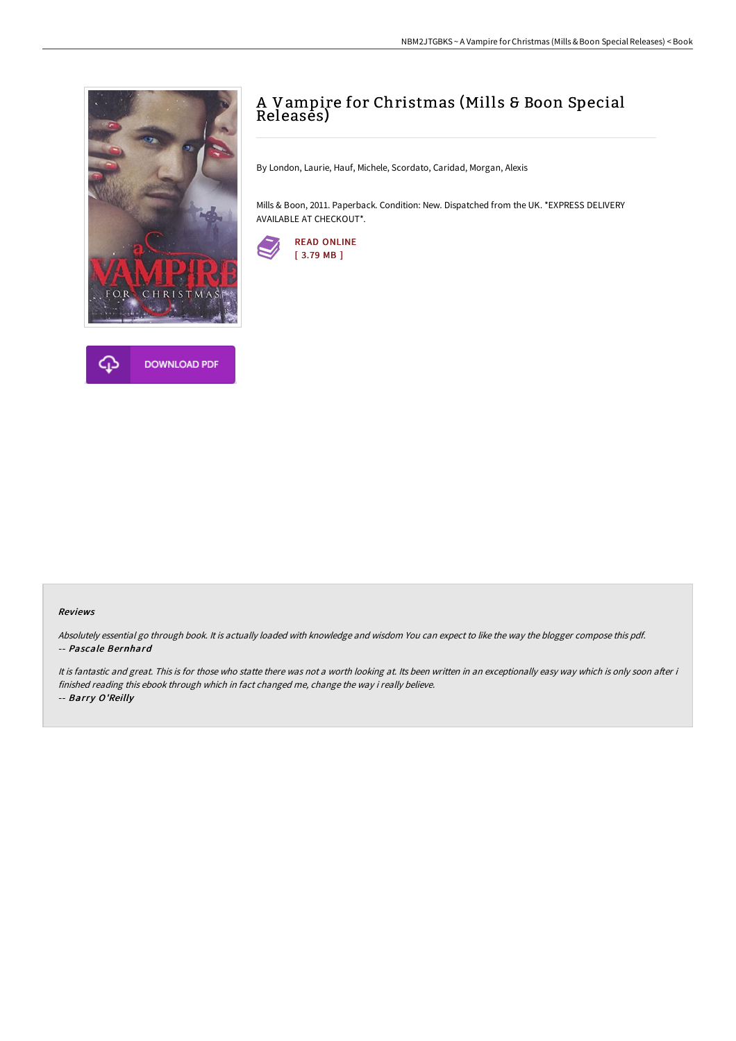# A Vampire for Christmas (Mills & Boon Special Releases)

By London, Laurie, Hauf, Michele, Scordato, Caridad, Morgan, Alexis

Mills & Boon, 2011. Paperback. Condition: New. Dispatched from the UK. *EXPRESS DELIVERY AVAILABLE AT CHECKOUT*.

READ ONLINE
[ 3.79 MB ]

DOWNLOAD PDF

#### Reviews

*Absolutely essential go through book. It is actually loaded with knowledge and wisdom You can expect to like the way the blogger compose this pdf.*
-- ***Pascale Bernhard***

*It is fantastic and great. This is for those who statte there was not a worth looking at. Its been written in an exceptionally easy way which is only soon after i finished reading this ebook through which in fact changed me, change the way i really believe.*
-- ***Barry O'Reilly***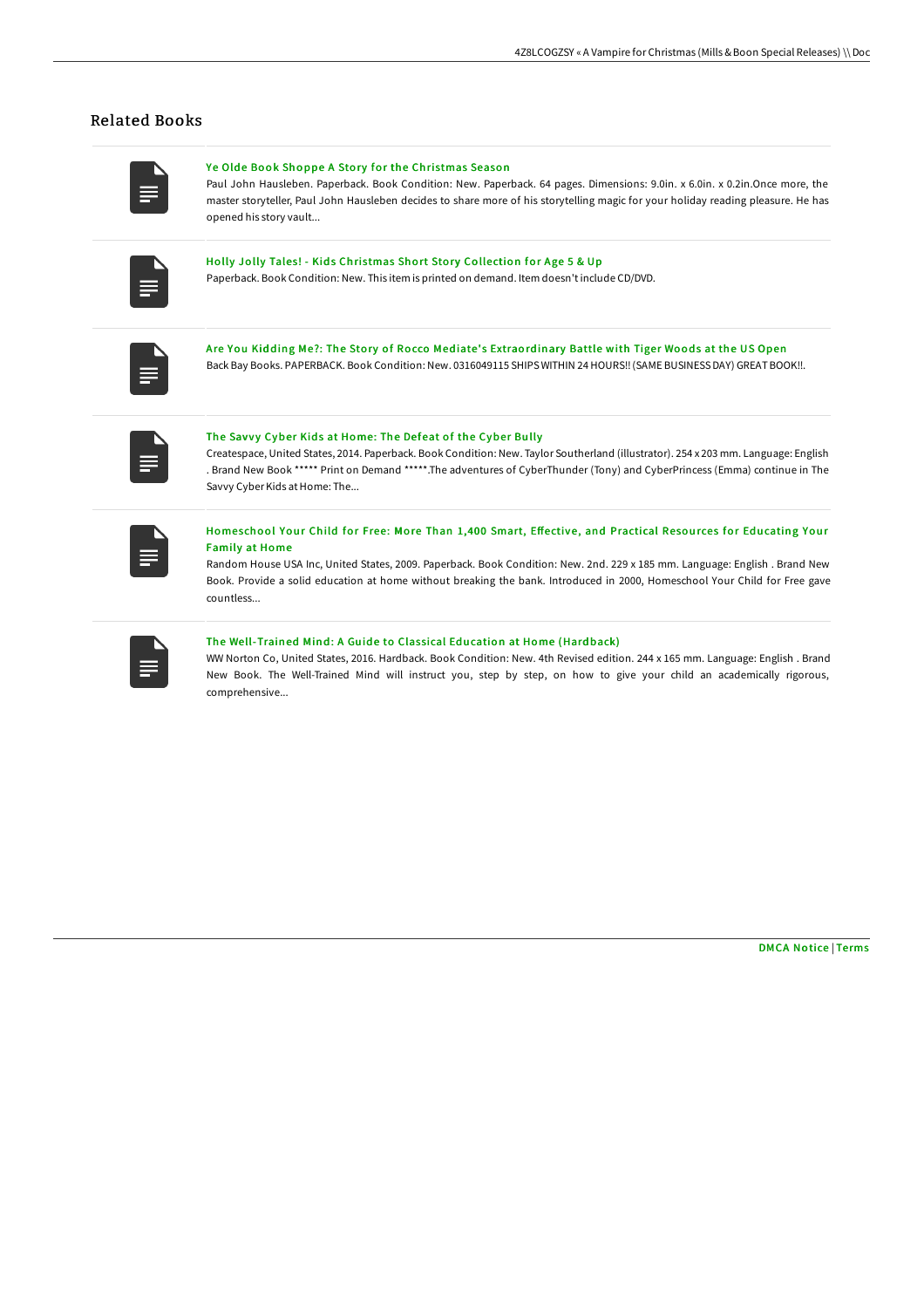## Related Books

### Ye Olde Book Shoppe A Story for the Christmas Season

Paul John Hausleben. Paperback. Book Condition: New. Paperback. 64 pages. Dimensions: 9.0in. x 6.0in. x 0.2in.Once more, the master storyteller, Paul John Hausleben decides to share more of his storytelling magic for your holiday reading pleasure. He has opened his story vault...

### Holly Jolly Tales! - Kids Christmas Short Story Collection for Age 5 & Up

Paperback. Book Condition: New. This item is printed on demand. Item doesn't include CD/DVD.

### Are You Kidding Me?: The Story of Rocco Mediate's Extraordinary Battle with Tiger Woods at the US Open

Back Bay Books. PAPERBACK. Book Condition: New. 0316049115 SHIPS WITHIN 24 HOURS!! (SAME BUSINESS DAY) GREAT BOOK!!.

### The Savvy Cyber Kids at Home: The Defeat of the Cyber Bully

Createspace, United States, 2014. Paperback. Book Condition: New. Taylor Southerland (illustrator). 254 x 203 mm. Language: English . Brand New Book ***** Print on Demand *****.The adventures of CyberThunder (Tony) and CyberPrincess (Emma) continue in The Savvy Cyber Kids at Home: The...

### Homeschool Your Child for Free: More Than 1,400 Smart, Effective, and Practical Resources for Educating Your Family at Home

Random House USA Inc, United States, 2009. Paperback. Book Condition: New. 2nd. 229 x 185 mm. Language: English . Brand New Book. Provide a solid education at home without breaking the bank. Introduced in 2000, Homeschool Your Child for Free gave countless...

### The Well-Trained Mind: A Guide to Classical Education at Home (Hardback)

WW Norton Co, United States, 2016. Hardback. Book Condition: New. 4th Revised edition. 244 x 165 mm. Language: English . Brand New Book. The Well-Trained Mind will instruct you, step by step, on how to give your child an academically rigorous, comprehensive...

DMCA Notice | Terms